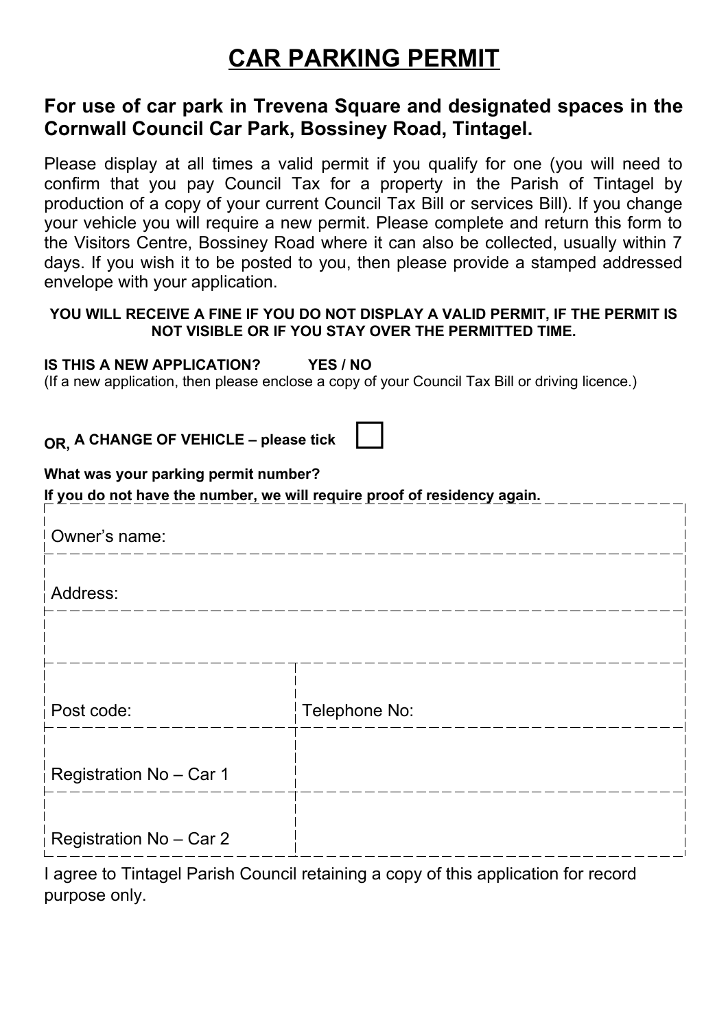# CAR PARKING PERMIT

## For use of car park in Trevena Square and designated spaces in the Cornwall Council Car Park, Bossiney Road, Tintagel.

Please display at all times a valid permit if you qualify for one (you will need to confirm that you pay Council Tax for a property in the Parish of Tintagel by production of a copy of your current Council Tax Bill or services Bill). If you change your vehicle you will require a new permit. Please complete and return this form to the Visitors Centre, Bossiney Road where it can also be collected, usually within 7 days. If you wish it to be posted to you, then please provide a stamped addressed envelope with your application.

**YOU WILL RECEIVE A FINE IF YOU DO NOT DISPLAY A VALID PERMIT, IF THE PERMIT IS NOT VISIBLE OR IF YOU STAY OVER THE PERMITTED TIME.**

**IS THIS A NEW APPLICATION? YES / NO**

(If a new application, then please enclose a copy of your Council Tax Bill or driving licence.)

**OR, A CHANGE OF VEHICLE – please tick** ☐

**What was your parking permit number?**

**If you do not have the number, we will require proof of residency again.**

| Owner's name: | |
|---|---|
| Address: | |
| | |
| Post code: | Telephone No: |
| Registration No – Car 1 | |
| Registration No – Car 2 | |

I agree to Tintagel Parish Council retaining a copy of this application for record purpose only.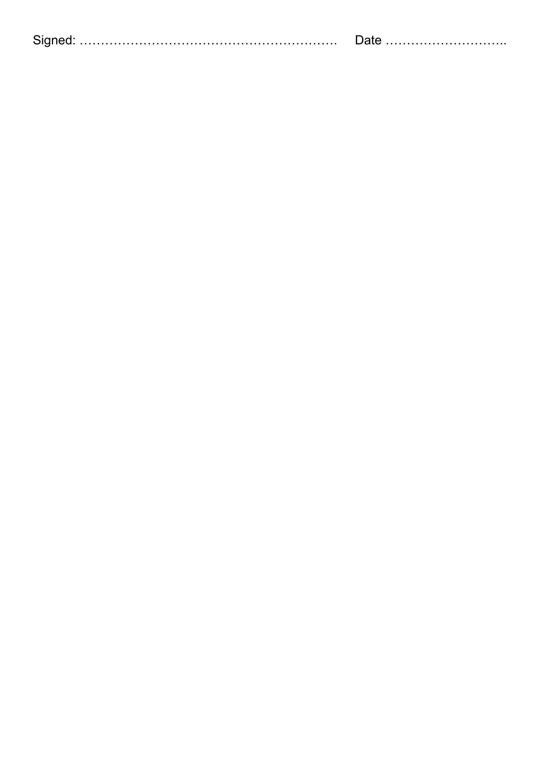Signed: ……………………………………………………. Date ………………………..